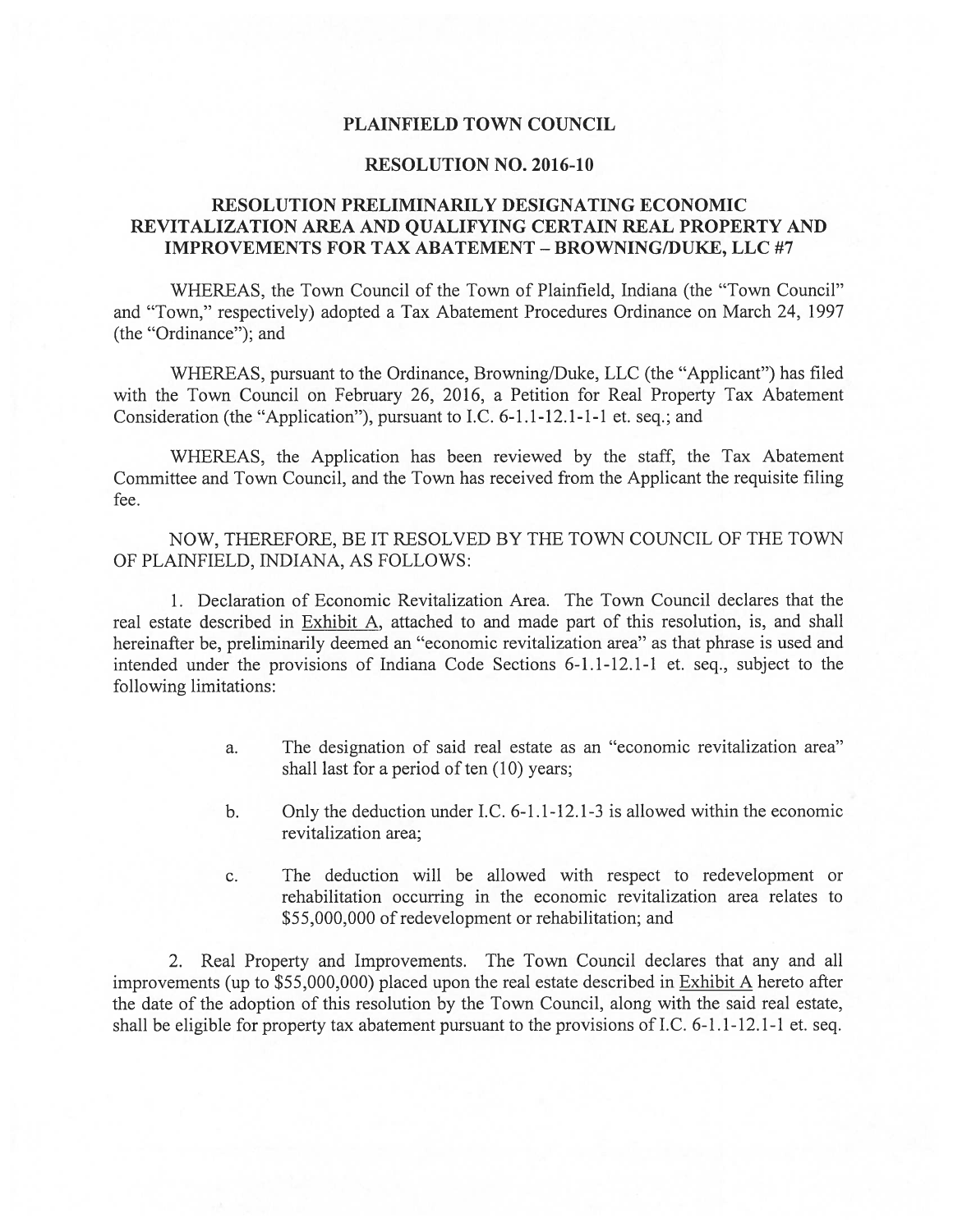# PLAINFIELD TOWN COUNCIL

## RESOLUTION NO. 2016-10

## RESOLUTION PRELIMINARILY DESIGNATING ECONOMIC REVITALIZATION AREA AND QUALIFYING CERTAIN REAL PROPERTY AND IMPROVEMENTS FOR TAX ABATEMENT – BROWNING/DUKE, LLC #7

WHEREAS, the Town Council of the Town of Plainfield, Indiana (the "Town Council" and "Town," respectively) adopted a Tax Abatement Procedures Ordinance on March 24, 1997 (the "Ordinance"); and

WHEREAS, pursuant to the Ordinance, Browning/Duke, LLC (the "Applicant") has filed with the Town Council on February 26, 2016, a Petition for Real Property Tax Abatement Consideration (the "Application"), pursuant to I.C. 6-1.1-12.1-1-1 et. seq.; and

WHEREAS, the Application has been reviewed by the staff, the Tax Abatement Committee and Town Council, and the Town has received from the Applicant the requisite filing fee.

NOW, THEREFORE, BE IT RESOLVED BY THE TOWN COUNCIL OF THE TOWN OF PLAINFIELD, INDIANA, AS FOLLOWS:

1. Declaration of Economic Revitalization Area. The Town Council declares that the real estate described in Exhibit A, attached to and made part of this resolution, is, and shall hereinafter be, preliminarily deemed an "economic revitalization area" as that phrase is used and intended under the provisions of Indiana Code Sections 6-1.1-12.1-1 et. seq., subject to the following limitations:

   a. The designation of said real estate as an "economic revitalization area" shall last for a period of ten (10) years;

   b. Only the deduction under I.C. 6-1.1-12.1-3 is allowed within the economic revitalization area;

   c. The deduction will be allowed with respect to redevelopment or rehabilitation occurring in the economic revitalization area relates to $55,000,000 of redevelopment or rehabilitation; and

2. Real Property and Improvements. The Town Council declares that any and all improvements (up to $55,000,000) placed upon the real estate described in Exhibit A hereto after the date of the adoption of this resolution by the Town Council, along with the said real estate, shall be eligible for property tax abatement pursuant to the provisions of I.C. 6-1.1-12.1-1 et. seq.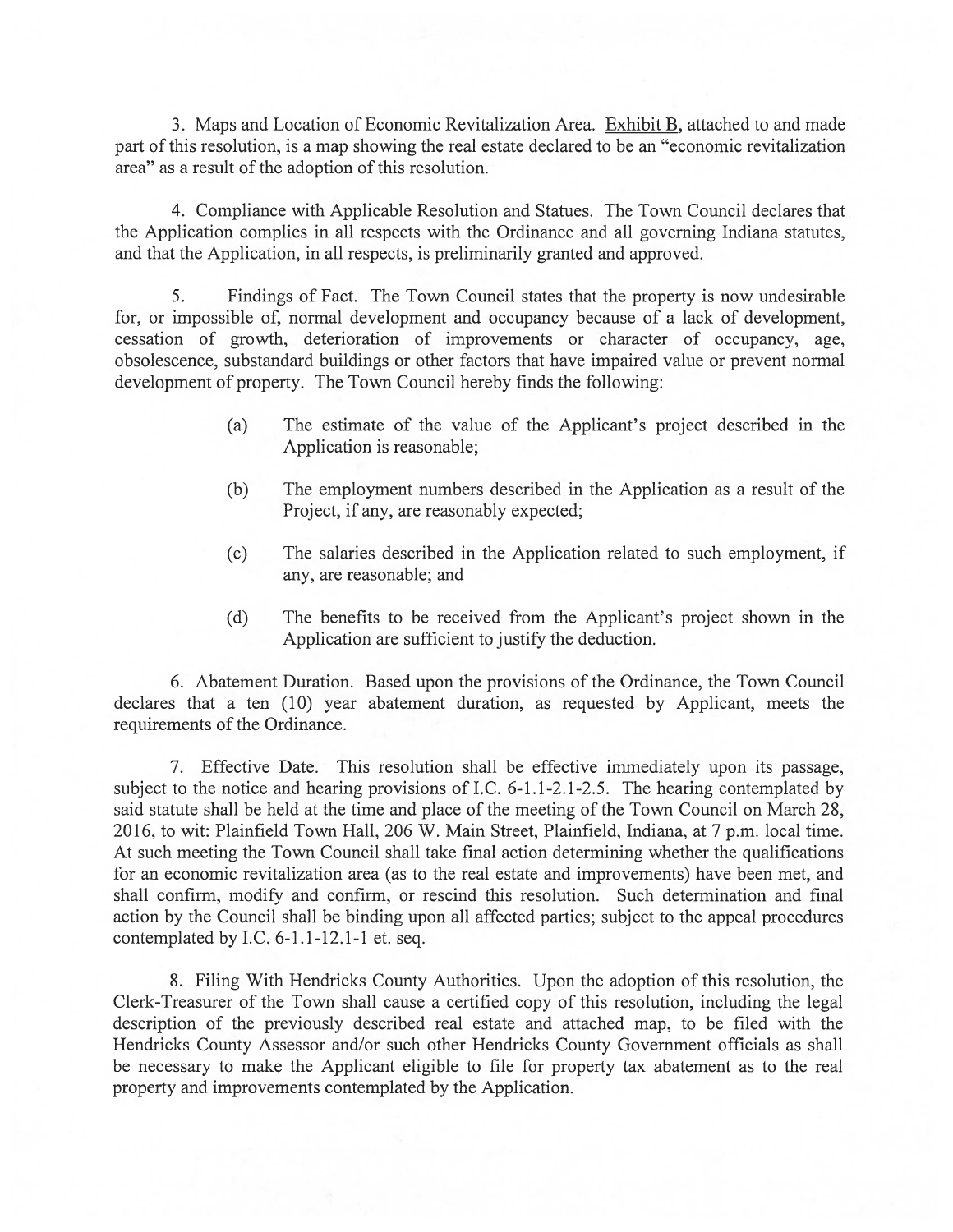3. Maps and Location of Economic Revitalization Area. Exhibit B, attached to and made part of this resolution, is a map showing the real estate declared to be an "economic revitalization area" as a result of the adoption of this resolution.

4. Compliance with Applicable Resolution and Statues. The Town Council declares that the Application complies in all respects with the Ordinance and all governing Indiana statutes, and that the Application, in all respects, is preliminarily granted and approved.

5. Findings of Fact. The Town Council states that the property is now undesirable for, or impossible of, normal development and occupancy because of a lack of development, cessation of growth, deterioration of improvements or character of occupancy, age, obsolescence, substandard buildings or other factors that have impaired value or prevent normal development of property. The Town Council hereby finds the following:

(a) The estimate of the value of the Applicant's project described in the Application is reasonable;

(b) The employment numbers described in the Application as a result of the Project, if any, are reasonably expected;

(c) The salaries described in the Application related to such employment, if any, are reasonable; and

(d) The benefits to be received from the Applicant's project shown in the Application are sufficient to justify the deduction.

6. Abatement Duration. Based upon the provisions of the Ordinance, the Town Council declares that a ten (10) year abatement duration, as requested by Applicant, meets the requirements of the Ordinance.

7. Effective Date. This resolution shall be effective immediately upon its passage, subject to the notice and hearing provisions of I.C. 6-1.1-2.1-2.5. The hearing contemplated by said statute shall be held at the time and place of the meeting of the Town Council on March 28, 2016, to wit: Plainfield Town Hall, 206 W. Main Street, Plainfield, Indiana, at 7 p.m. local time. At such meeting the Town Council shall take final action determining whether the qualifications for an economic revitalization area (as to the real estate and improvements) have been met, and shall confirm, modify and confirm, or rescind this resolution. Such determination and final action by the Council shall be binding upon all affected parties; subject to the appeal procedures contemplated by I.C. 6-1.1-12.1-1 et. seq.

8. Filing With Hendricks County Authorities. Upon the adoption of this resolution, the Clerk-Treasurer of the Town shall cause a certified copy of this resolution, including the legal description of the previously described real estate and attached map, to be filed with the Hendricks County Assessor and/or such other Hendricks County Government officials as shall be necessary to make the Applicant eligible to file for property tax abatement as to the real property and improvements contemplated by the Application.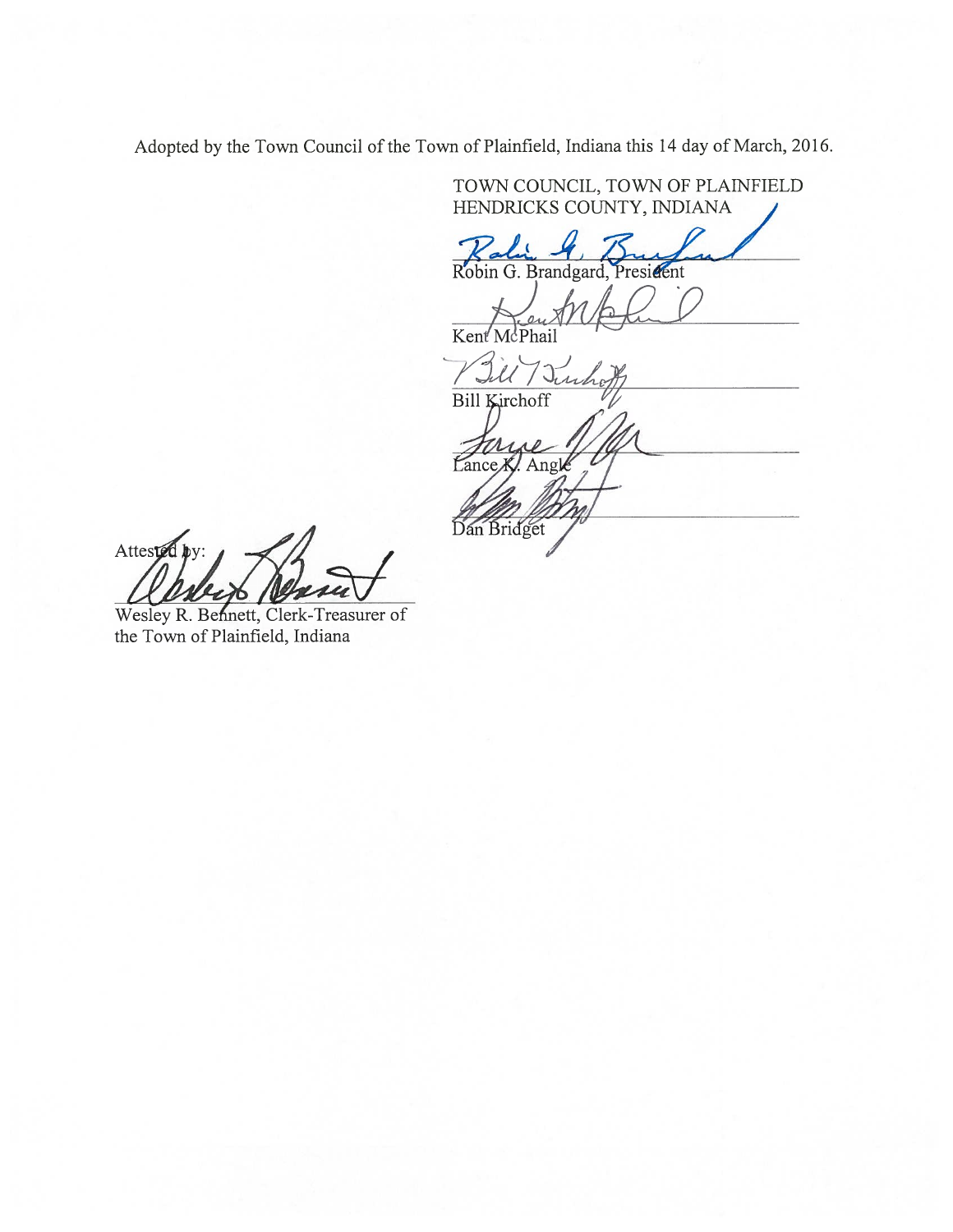Adopted by the Town Council of the Town of Plainfield, Indiana this 14 day of March, 2016.

TOWN COUNCIL, TOWN OF PLAINFIELD
HENDRICKS COUNTY, INDIANA

Robin G. Brandgard, President

Kent McPhail

Bill Kirchoff

Lance K. Angle

Dan Bridget

Attested by:

Wesley R. Bennett, Clerk-Treasurer of the Town of Plainfield, Indiana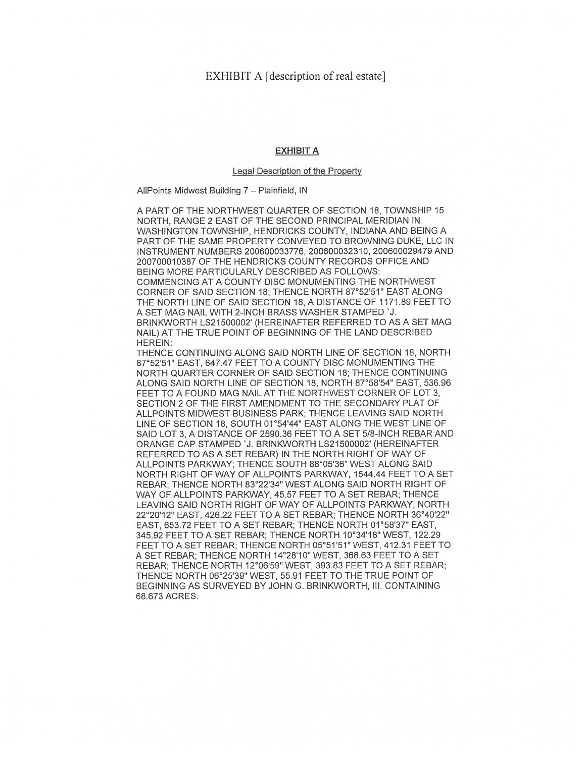# EXHIBIT A [description of real estate]

## EXHIBIT A

Legal Description of the Property

AllPoints Midwest Building 7 – Plainfield, IN

A PART OF THE NORTHWEST QUARTER OF SECTION 18, TOWNSHIP 15 NORTH, RANGE 2 EAST OF THE SECOND PRINCIPAL MERIDIAN IN WASHINGTON TOWNSHIP, HENDRICKS COUNTY, INDIANA AND BEING A PART OF THE SAME PROPERTY CONVEYED TO BROWNING DUKE, LLC IN INSTRUMENT NUMBERS 200600033776, 200600032310, 200600029479 AND 200700010387 OF THE HENDRICKS COUNTY RECORDS OFFICE AND BEING MORE PARTICULARLY DESCRIBED AS FOLLOWS:
COMMENCING AT A COUNTY DISC MONUMENTING THE NORTHWEST CORNER OF SAID SECTION 18; THENCE NORTH 87°52'51" EAST ALONG THE NORTH LINE OF SAID SECTION 18, A DISTANCE OF 1171.89 FEET TO A SET MAG NAIL WITH 2-INCH BRASS WASHER STAMPED 'J. BRINKWORTH LS21500002' (HEREINAFTER REFERRED TO AS A SET MAG NAIL) AT THE TRUE POINT OF BEGINNING OF THE LAND DESCRIBED HEREIN:
THENCE CONTINUING ALONG SAID NORTH LINE OF SECTION 18, NORTH 87°52'51" EAST, 647.47 FEET TO A COUNTY DISC MONUMENTING THE NORTH QUARTER CORNER OF SAID SECTION 18; THENCE CONTINUING ALONG SAID NORTH LINE OF SECTION 18, NORTH 87°58'54" EAST, 536.96 FEET TO A FOUND MAG NAIL AT THE NORTHWEST CORNER OF LOT 3, SECTION 2 OF THE FIRST AMENDMENT TO THE SECONDARY PLAT OF ALLPOINTS MIDWEST BUSINESS PARK; THENCE LEAVING SAID NORTH LINE OF SECTION 18, SOUTH 01°54'44" EAST ALONG THE WEST LINE OF SAID LOT 3, A DISTANCE OF 2590.36 FEET TO A SET 5/8-INCH REBAR AND ORANGE CAP STAMPED 'J. BRINKWORTH LS21500002' (HEREINAFTER REFERRED TO AS A SET REBAR) IN THE NORTH RIGHT OF WAY OF ALLPOINTS PARKWAY; THENCE SOUTH 88°05'36" WEST ALONG SAID NORTH RIGHT OF WAY OF ALLPOINTS PARKWAY, 1544.44 FEET TO A SET REBAR; THENCE NORTH 83°22'34" WEST ALONG SAID NORTH RIGHT OF WAY OF ALLPOINTS PARKWAY, 45.57 FEET TO A SET REBAR; THENCE LEAVING SAID NORTH RIGHT OF WAY OF ALLPOINTS PARKWAY, NORTH 22°20'12" EAST, 426.22 FEET TO A SET REBAR; THENCE NORTH 36°40'22" EAST, 653.72 FEET TO A SET REBAR; THENCE NORTH 01°58'37" EAST, 345.92 FEET TO A SET REBAR; THENCE NORTH 10°34'18" WEST, 122.29 FEET TO A SET REBAR; THENCE NORTH 05°51'51" WEST, 412.31 FEET TO A SET REBAR; THENCE NORTH 14°28'10" WEST, 368.63 FEET TO A SET REBAR; THENCE NORTH 12°06'59" WEST, 393.83 FEET TO A SET REBAR; THENCE NORTH 06°25'39" WEST, 55.91 FEET TO THE TRUE POINT OF BEGINNING AS SURVEYED BY JOHN G. BRINKWORTH, III. CONTAINING 68.673 ACRES.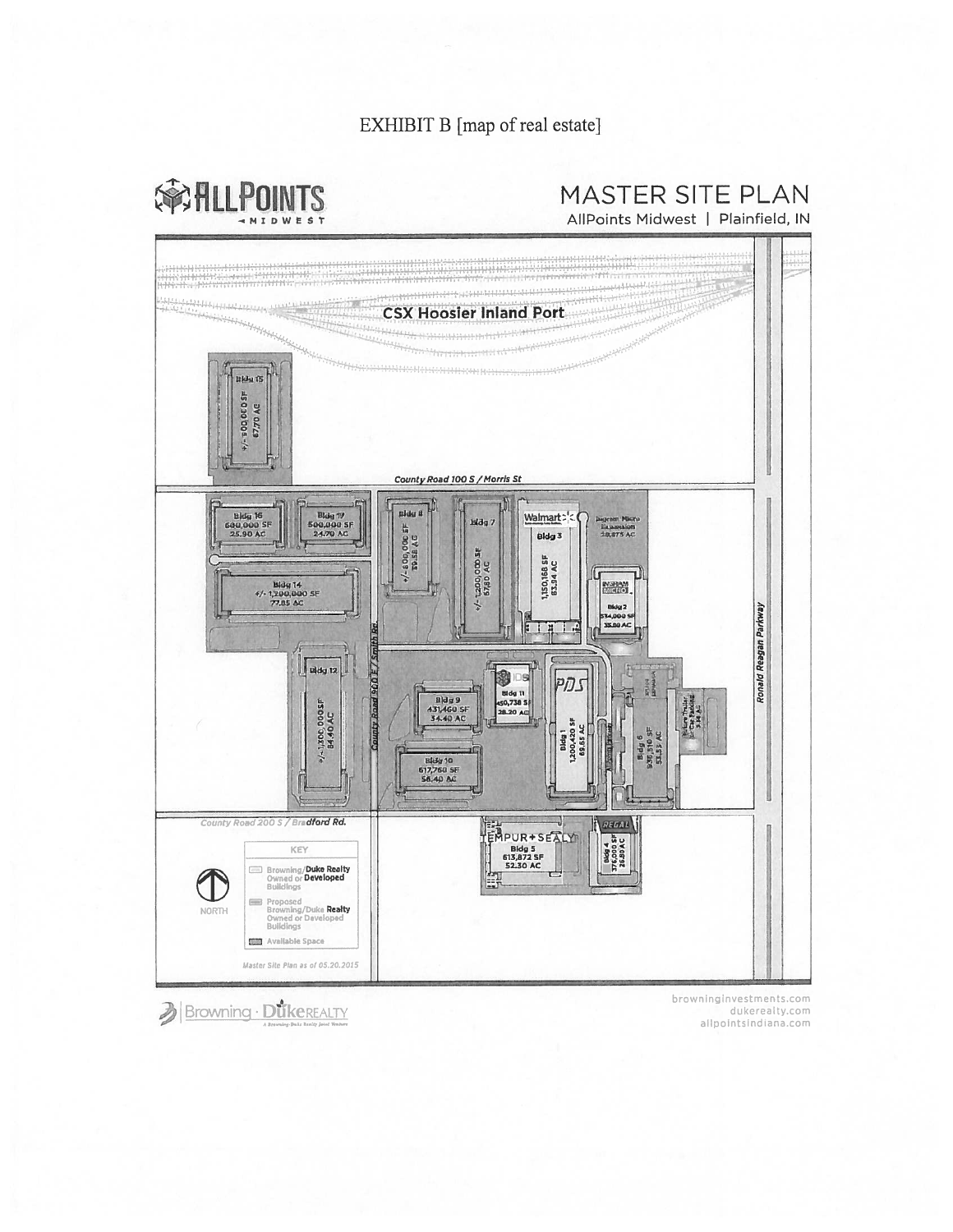EXHIBIT B [map of real estate]

ALLPOINTS MIDWEST

MASTER SITE PLAN

AllPoints Midwest | Plainfield, IN

CSX Hoosier Inland Port

Bldg 15
+/- 900,000 SF
67.70 AC

County Road 100 S / Morris St

Bldg 16
680,000 SF
25.90 AC

Bldg 17
500,000 SF
24.79 AC

Bldg 14
+/- 1,200,000 SF
77.85 AC

Bldg 8
+/- 600,000 SF
59.58 AC

Bldg 7
+/- 1,200,000 SF
67.80 AC

Walmart
Bldg 3
1,150,168 SF
83.94 AC

Ingram Micro Expansion
28.875 AC

INGRAM MICRO
Bldg 2
534,000 SF
35.80 AC

Ronald Reagan Parkway

Bldg 12
+/- 1,100,000 SF
84.40 AC

County Road 900 E / Smith Rd.

Bldg 9
431,460 SF
34.40 AC

IDS
Bldg 11
450,738 SF
28.20 AC

PDS
Bldg 1
1,200,420 SF
69.65 AC

Bldg 6
935,510 SF
53.53 AC

Future Trailer or Car Parking

Bldg 10
617,760 SF
58.40 AC

County Road 200 S / Bradford Rd.

TEMPUR+SEALY
Bldg 5
613,872 SF
52.30 AC

REGAL
Bldg 4
376,000 SF
26.80 AC

NORTH

KEY
- Browning/Duke Realty Owned or Developed Buildings
- Proposed Browning/Duke Realty Owned or Developed Buildings
- Available Space

Master Site Plan as of 05.20.2015

Browning · Duke REALTY
A Browning-Duke Realty Joint Venture

browninginvestments.com
dukerealty.com
allpointsindiana.com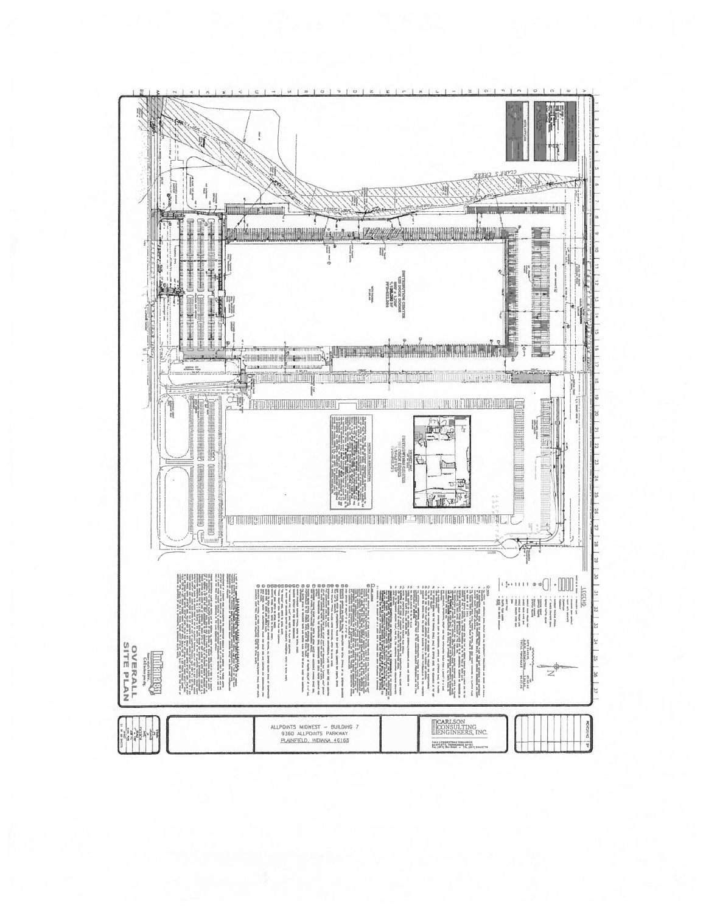OVERALL SITE PLAN

ALLPOINTS MIDWEST – BUILDING 7
9360 ALLPOINTS PARKWAY
PLAINFIELD, INDIANA 46168

CARLSON CONSULTING ENGINEERS, INC.

LEGEND

CLARK'S CREEK

DISTRIBUTION CENTER